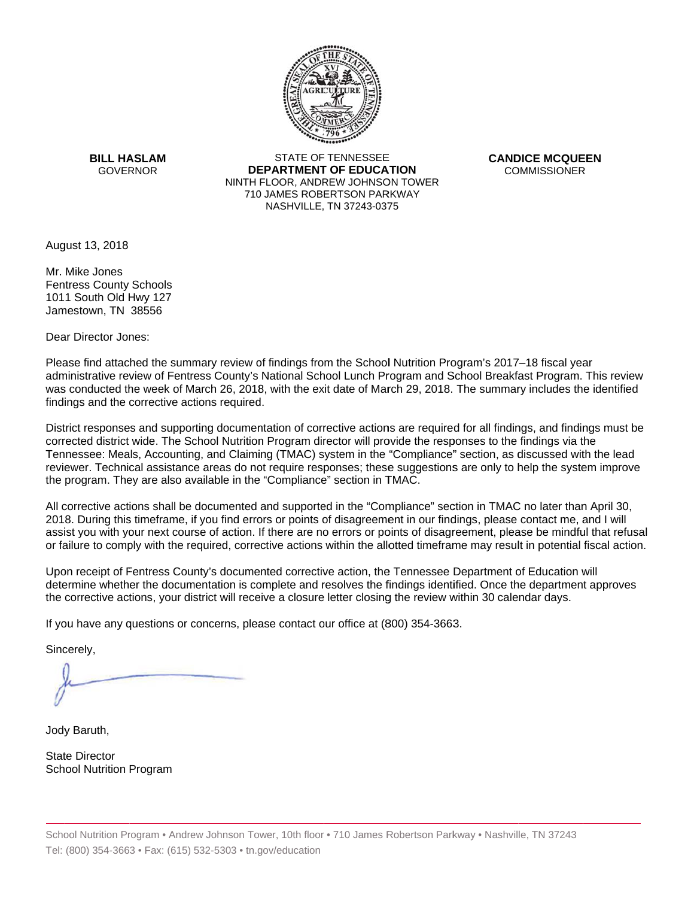**BILL HASLAM**
GOVERNOR

STATE OF TENNESSEE
**DEPARTMENT OF EDUCATION**
NINTH FLOOR, ANDREW JOHNSON TOWER
710 JAMES ROBERTSON PARKWAY
NASHVILLE, TN 37243-0375

**CANDICE MCQUEEN**
COMMISSIONER

August 13, 2018

Mr. Mike Jones
Fentress County Schools
1011 South Old Hwy 127
Jamestown, TN 38556

Dear Director Jones:

Please find attached the summary review of findings from the School Nutrition Program's 2017–18 fiscal year administrative review of Fentress County's National School Lunch Program and School Breakfast Program. This review was conducted the week of March 26, 2018, with the exit date of March 29, 2018. The summary includes the identified findings and the corrective actions required.

District responses and supporting documentation of corrective actions are required for all findings, and findings must be corrected district wide. The School Nutrition Program director will provide the responses to the findings via the Tennessee: Meals, Accounting, and Claiming (TMAC) system in the "Compliance" section, as discussed with the lead reviewer. Technical assistance areas do not require responses; these suggestions are only to help the system improve the program. They are also available in the "Compliance" section in TMAC.

All corrective actions shall be documented and supported in the "Compliance" section in TMAC no later than April 30, 2018. During this timeframe, if you find errors or points of disagreement in our findings, please contact me, and I will assist you with your next course of action. If there are no errors or points of disagreement, please be mindful that refusal or failure to comply with the required, corrective actions within the allotted timeframe may result in potential fiscal action.

Upon receipt of Fentress County's documented corrective action, the Tennessee Department of Education will determine whether the documentation is complete and resolves the findings identified. Once the department approves the corrective actions, your district will receive a closure letter closing the review within 30 calendar days.

If you have any questions or concerns, please contact our office at (800) 354-3663.

Sincerely,

Jody Baruth,

State Director
School Nutrition Program

School Nutrition Program • Andrew Johnson Tower, 10th floor • 710 James Robertson Parkway • Nashville, TN 37243
Tel: (800) 354-3663 • Fax: (615) 532-5303 • tn.gov/education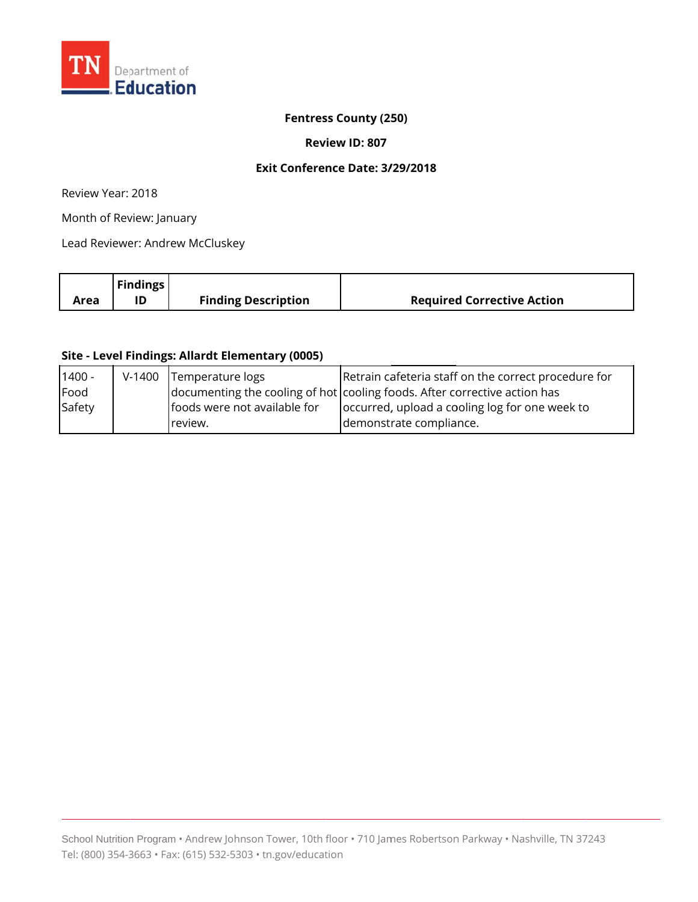**Fentress County (250)**

**Review ID: 807**

**Exit Conference Date: 3/29/2018**

Review Year: 2018

Month of Review: January

Lead Reviewer: Andrew McCluskey

| Area | Findings ID | Finding Description | Required Corrective Action |
|---|---|---|---|

**Site - Level Findings: Allardt Elementary (0005)**

| | | | |
|---|---|---|---|
| 1400 - Food Safety | V-1400 | Temperature logs documenting the cooling of hot foods were not available for review. | Retrain cafeteria staff on the correct procedure for cooling foods. After corrective action has occurred, upload a cooling log for one week to demonstrate compliance. |

School Nutrition Program • Andrew Johnson Tower, 10th floor • 710 James Robertson Parkway • Nashville, TN 37243
Tel: (800) 354-3663 • Fax: (615) 532-5303 • tn.gov/education